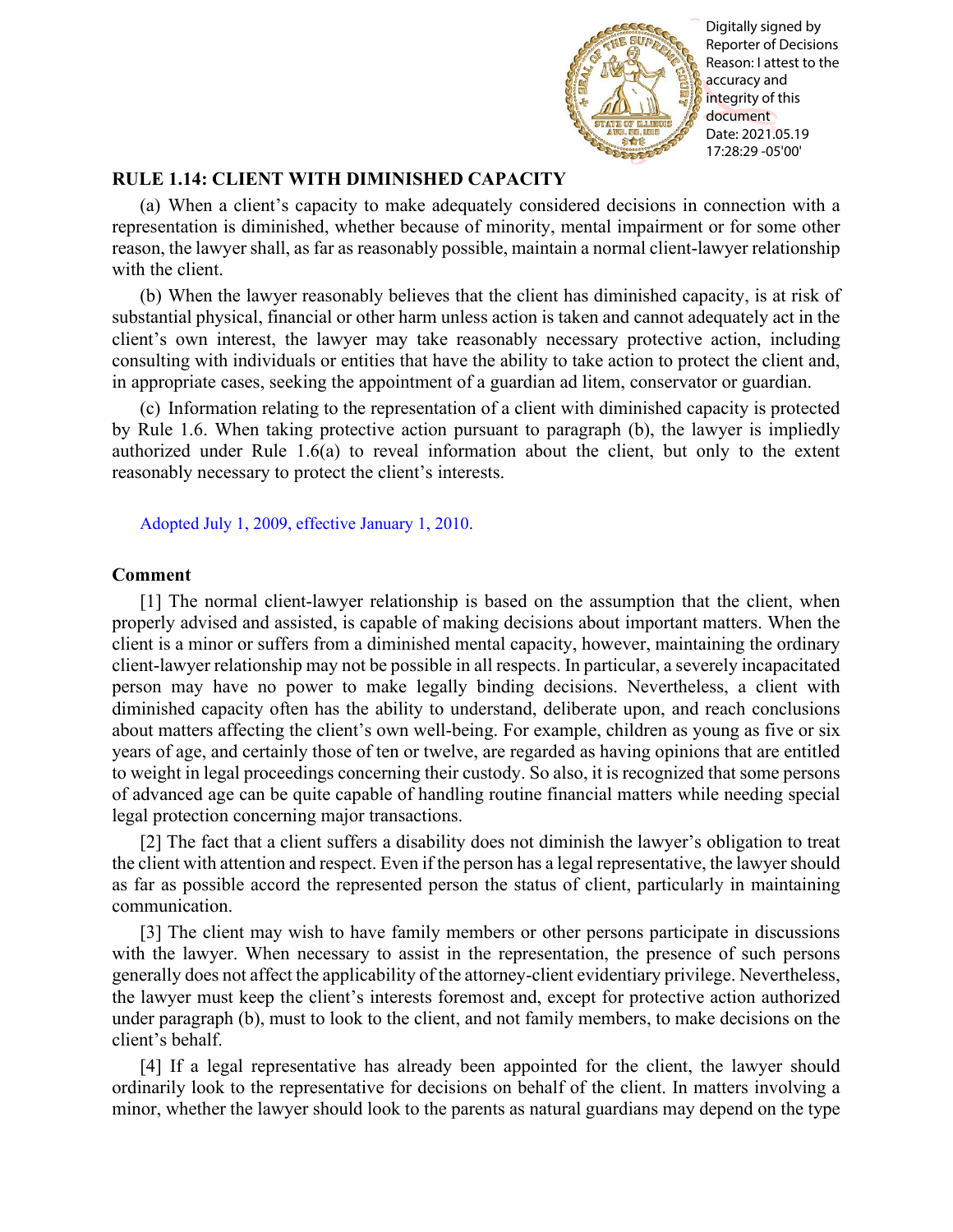## RULE 1.14: CLIENT WITH DIMINISHED CAPACITY

(a) When a client's capacity to make adequately considered decisions in connection with a representation is diminished, whether because of minority, mental impairment or for some other reason, the lawyer shall, as far as reasonably possible, maintain a normal client-lawyer relationship with the client.

(b) When the lawyer reasonably believes that the client has diminished capacity, is at risk of substantial physical, financial or other harm unless action is taken and cannot adequately act in the client's own interest, the lawyer may take reasonably necessary protective action, including consulting with individuals or entities that have the ability to take action to protect the client and, in appropriate cases, seeking the appointment of a guardian ad litem, conservator or guardian.

(c) Information relating to the representation of a client with diminished capacity is protected by Rule 1.6. When taking protective action pursuant to paragraph (b), the lawyer is impliedly authorized under Rule 1.6(a) to reveal information about the client, but only to the extent reasonably necessary to protect the client's interests.

Adopted July 1, 2009, effective January 1, 2010.

### Comment

[1] The normal client-lawyer relationship is based on the assumption that the client, when properly advised and assisted, is capable of making decisions about important matters. When the client is a minor or suffers from a diminished mental capacity, however, maintaining the ordinary client-lawyer relationship may not be possible in all respects. In particular, a severely incapacitated person may have no power to make legally binding decisions. Nevertheless, a client with diminished capacity often has the ability to understand, deliberate upon, and reach conclusions about matters affecting the client's own well-being. For example, children as young as five or six years of age, and certainly those of ten or twelve, are regarded as having opinions that are entitled to weight in legal proceedings concerning their custody. So also, it is recognized that some persons of advanced age can be quite capable of handling routine financial matters while needing special legal protection concerning major transactions.

[2] The fact that a client suffers a disability does not diminish the lawyer's obligation to treat the client with attention and respect. Even if the person has a legal representative, the lawyer should as far as possible accord the represented person the status of client, particularly in maintaining communication.

[3] The client may wish to have family members or other persons participate in discussions with the lawyer. When necessary to assist in the representation, the presence of such persons generally does not affect the applicability of the attorney-client evidentiary privilege. Nevertheless, the lawyer must keep the client's interests foremost and, except for protective action authorized under paragraph (b), must to look to the client, and not family members, to make decisions on the client's behalf.

[4] If a legal representative has already been appointed for the client, the lawyer should ordinarily look to the representative for decisions on behalf of the client. In matters involving a minor, whether the lawyer should look to the parents as natural guardians may depend on the type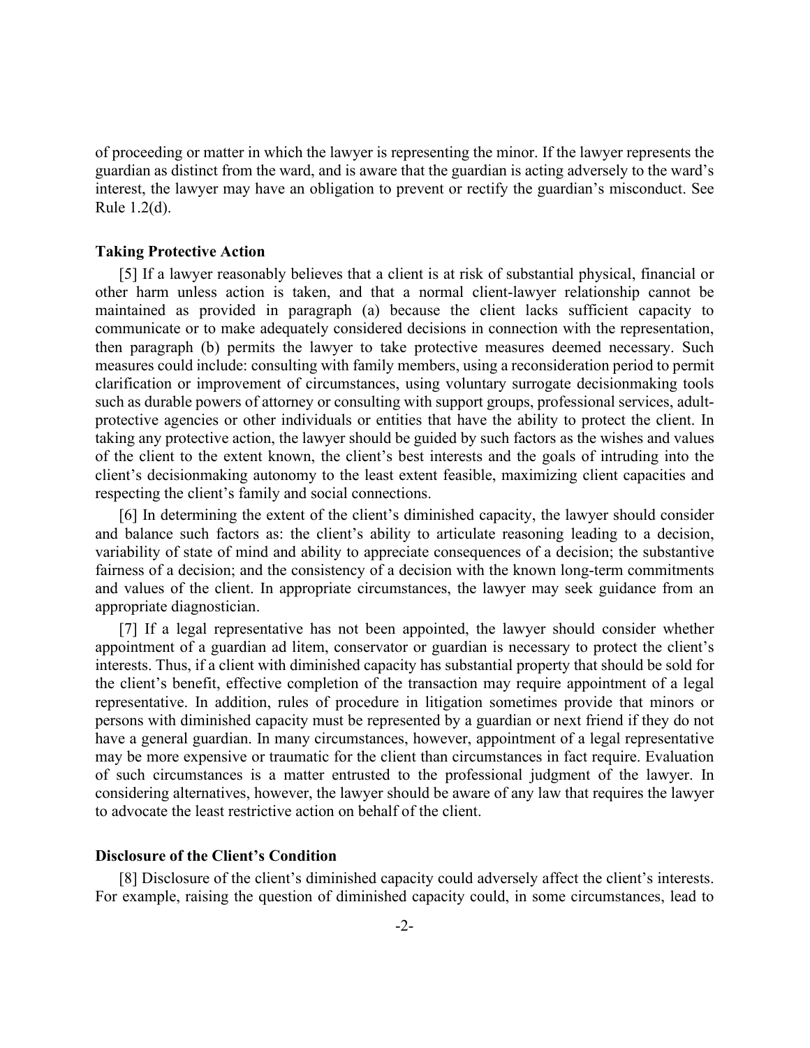of proceeding or matter in which the lawyer is representing the minor. If the lawyer represents the guardian as distinct from the ward, and is aware that the guardian is acting adversely to the ward's interest, the lawyer may have an obligation to prevent or rectify the guardian's misconduct. See Rule 1.2(d).

### Taking Protective Action

[5] If a lawyer reasonably believes that a client is at risk of substantial physical, financial or other harm unless action is taken, and that a normal client-lawyer relationship cannot be maintained as provided in paragraph (a) because the client lacks sufficient capacity to communicate or to make adequately considered decisions in connection with the representation, then paragraph (b) permits the lawyer to take protective measures deemed necessary. Such measures could include: consulting with family members, using a reconsideration period to permit clarification or improvement of circumstances, using voluntary surrogate decisionmaking tools such as durable powers of attorney or consulting with support groups, professional services, adult-protective agencies or other individuals or entities that have the ability to protect the client. In taking any protective action, the lawyer should be guided by such factors as the wishes and values of the client to the extent known, the client's best interests and the goals of intruding into the client's decisionmaking autonomy to the least extent feasible, maximizing client capacities and respecting the client's family and social connections.

[6] In determining the extent of the client's diminished capacity, the lawyer should consider and balance such factors as: the client's ability to articulate reasoning leading to a decision, variability of state of mind and ability to appreciate consequences of a decision; the substantive fairness of a decision; and the consistency of a decision with the known long-term commitments and values of the client. In appropriate circumstances, the lawyer may seek guidance from an appropriate diagnostician.

[7] If a legal representative has not been appointed, the lawyer should consider whether appointment of a guardian ad litem, conservator or guardian is necessary to protect the client's interests. Thus, if a client with diminished capacity has substantial property that should be sold for the client's benefit, effective completion of the transaction may require appointment of a legal representative. In addition, rules of procedure in litigation sometimes provide that minors or persons with diminished capacity must be represented by a guardian or next friend if they do not have a general guardian. In many circumstances, however, appointment of a legal representative may be more expensive or traumatic for the client than circumstances in fact require. Evaluation of such circumstances is a matter entrusted to the professional judgment of the lawyer. In considering alternatives, however, the lawyer should be aware of any law that requires the lawyer to advocate the least restrictive action on behalf of the client.

### Disclosure of the Client's Condition

[8] Disclosure of the client's diminished capacity could adversely affect the client's interests. For example, raising the question of diminished capacity could, in some circumstances, lead to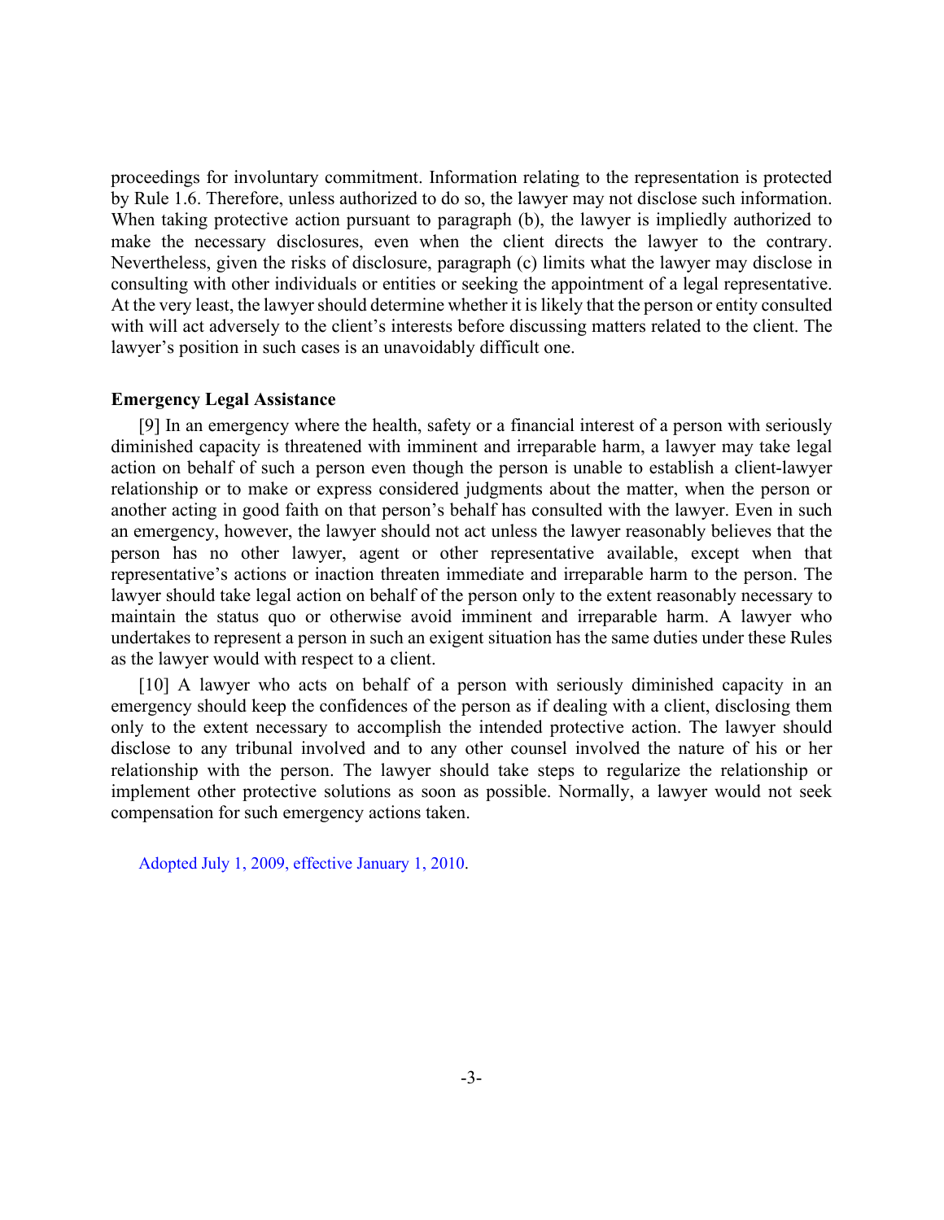proceedings for involuntary commitment. Information relating to the representation is protected by Rule 1.6. Therefore, unless authorized to do so, the lawyer may not disclose such information. When taking protective action pursuant to paragraph (b), the lawyer is impliedly authorized to make the necessary disclosures, even when the client directs the lawyer to the contrary. Nevertheless, given the risks of disclosure, paragraph (c) limits what the lawyer may disclose in consulting with other individuals or entities or seeking the appointment of a legal representative. At the very least, the lawyer should determine whether it is likely that the person or entity consulted with will act adversely to the client's interests before discussing matters related to the client. The lawyer's position in such cases is an unavoidably difficult one.

**Emergency Legal Assistance**

[9] In an emergency where the health, safety or a financial interest of a person with seriously diminished capacity is threatened with imminent and irreparable harm, a lawyer may take legal action on behalf of such a person even though the person is unable to establish a client-lawyer relationship or to make or express considered judgments about the matter, when the person or another acting in good faith on that person's behalf has consulted with the lawyer. Even in such an emergency, however, the lawyer should not act unless the lawyer reasonably believes that the person has no other lawyer, agent or other representative available, except when that representative's actions or inaction threaten immediate and irreparable harm to the person. The lawyer should take legal action on behalf of the person only to the extent reasonably necessary to maintain the status quo or otherwise avoid imminent and irreparable harm. A lawyer who undertakes to represent a person in such an exigent situation has the same duties under these Rules as the lawyer would with respect to a client.

[10] A lawyer who acts on behalf of a person with seriously diminished capacity in an emergency should keep the confidences of the person as if dealing with a client, disclosing them only to the extent necessary to accomplish the intended protective action. The lawyer should disclose to any tribunal involved and to any other counsel involved the nature of his or her relationship with the person. The lawyer should take steps to regularize the relationship or implement other protective solutions as soon as possible. Normally, a lawyer would not seek compensation for such emergency actions taken.

Adopted July 1, 2009, effective January 1, 2010.